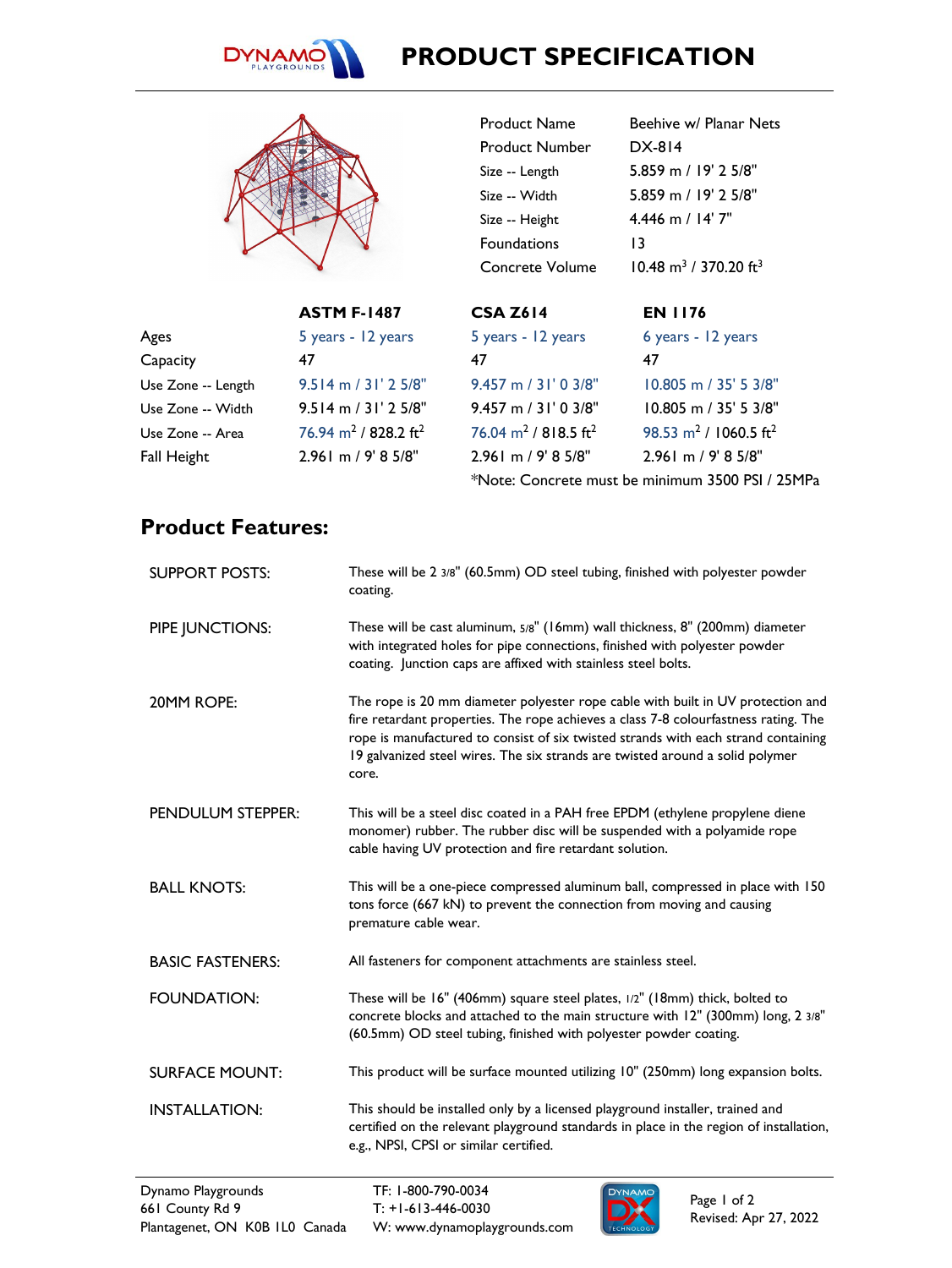# PRODUCT SPECIFICATION

| | |
|---|---|
| Product Name | Beehive w/ Planar Nets |
| Product Number | DX-814 |
| Size -- Length | 5.859 m / 19' 2 5/8" |
| Size -- Width | 5.859 m / 19' 2 5/8" |
| Size -- Height | 4.446 m / 14' 7" |
| Foundations | 13 |
| Concrete Volume | 10.48 $m^3$ / 370.20 $ft^3$ |

| | ASTM F-1487 | CSA Z614 | EN 1176 |
|---|---|---|---|
| Ages | 5 years - 12 years | 5 years - 12 years | 6 years - 12 years |
| Capacity | 47 | 47 | 47 |
| Use Zone -- Length | 9.514 m / 31' 2 5/8" | 9.457 m / 31' 0 3/8" | 10.805 m / 35' 5 3/8" |
| Use Zone -- Width | 9.514 m / 31' 2 5/8" | 9.457 m / 31' 0 3/8" | 10.805 m / 35' 5 3/8" |
| Use Zone -- Area | 76.94 $m^2$ / 828.2 $ft^2$ | 76.04 $m^2$ / 818.5 $ft^2$ | 98.53 $m^2$ / 1060.5 $ft^2$ |
| Fall Height | 2.961 m / 9' 8 5/8" | 2.961 m / 9' 8 5/8" | 2.961 m / 9' 8 5/8" |

*Note: Concrete must be minimum 3500 PSI / 25MPa

## Product Features:

| | |
|---|---|
| SUPPORT POSTS: | These will be 2 3/8" (60.5mm) OD steel tubing, finished with polyester powder coating. |
| PIPE JUNCTIONS: | These will be cast aluminum, 5/8" (16mm) wall thickness, 8" (200mm) diameter with integrated holes for pipe connections, finished with polyester powder coating. Junction caps are affixed with stainless steel bolts. |
| 20MM ROPE: | The rope is 20 mm diameter polyester rope cable with built in UV protection and fire retardant properties. The rope achieves a class 7-8 colourfastness rating. The rope is manufactured to consist of six twisted strands with each strand containing 19 galvanized steel wires. The six strands are twisted around a solid polymer core. |
| PENDULUM STEPPER: | This will be a steel disc coated in a PAH free EPDM (ethylene propylene diene monomer) rubber. The rubber disc will be suspended with a polyamide rope cable having UV protection and fire retardant solution. |
| BALL KNOTS: | This will be a one-piece compressed aluminum ball, compressed in place with 150 tons force (667 kN) to prevent the connection from moving and causing premature cable wear. |
| BASIC FASTENERS: | All fasteners for component attachments are stainless steel. |
| FOUNDATION: | These will be 16" (406mm) square steel plates, 1/2" (18mm) thick, bolted to concrete blocks and attached to the main structure with 12" (300mm) long, 2 3/8" (60.5mm) OD steel tubing, finished with polyester powder coating. |
| SURFACE MOUNT: | This product will be surface mounted utilizing 10" (250mm) long expansion bolts. |
| INSTALLATION: | This should be installed only by a licensed playground installer, trained and certified on the relevant playground standards in place in the region of installation, e.g., NPSI, CPSI or similar certified. |

Dynamo Playgrounds
661 County Rd 9
Plantagenet, ON K0B 1L0 Canada

TF: 1-800-790-0034
T: +1-613-446-0030
W: www.dynamoplaygrounds.com

Revised: Apr 27, 2022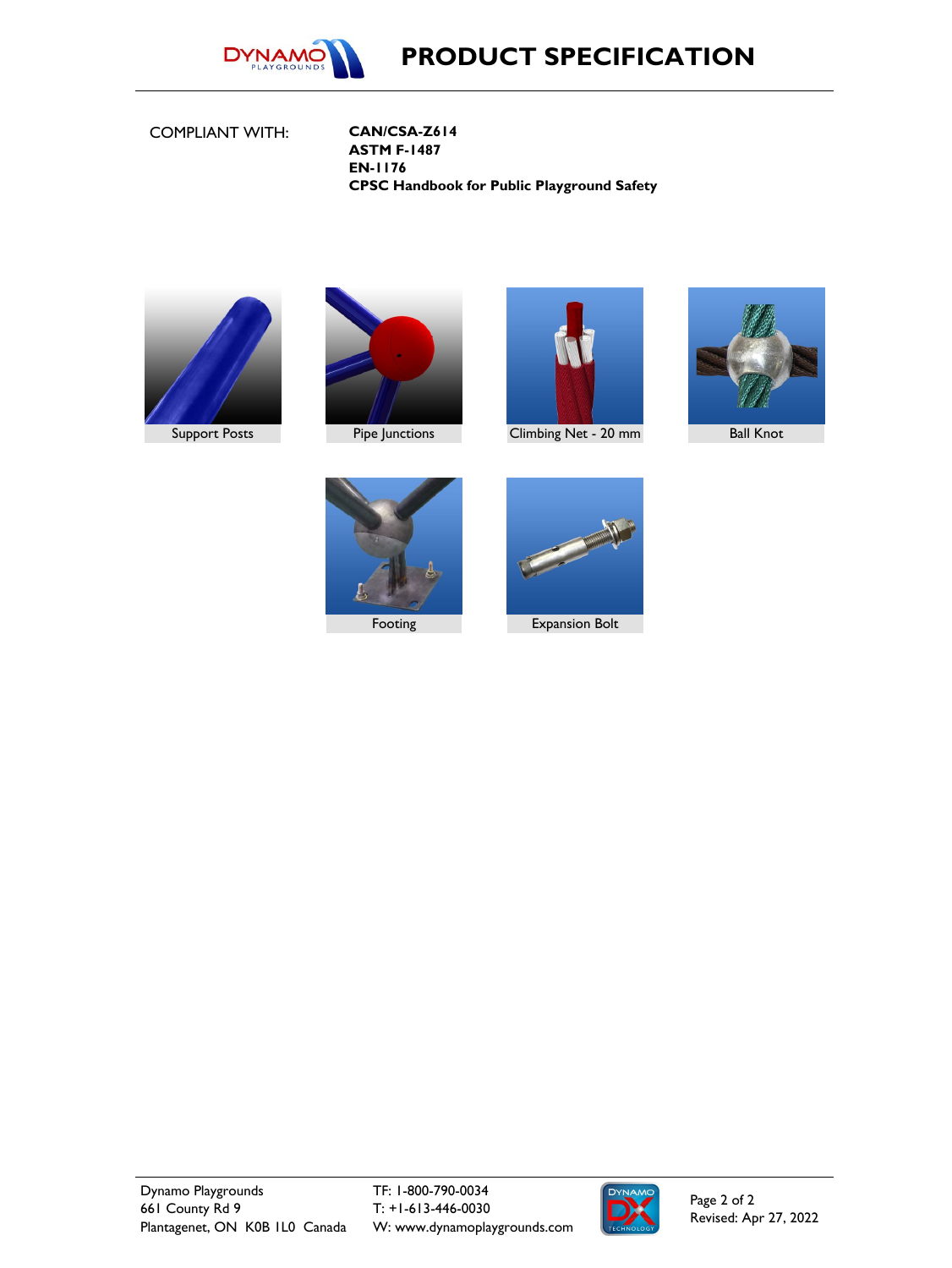# PRODUCT SPECIFICATION

COMPLIANT WITH:

**CAN/CSA-Z614**
**ASTM F-1487**
**EN-1176**
**CPSC Handbook for Public Playground Safety**

Support Posts

Pipe Junctions

Climbing Net - 20 mm

Ball Knot

Footing

Expansion Bolt

Dynamo Playgrounds
661 County Rd 9
Plantagenet, ON K0B 1L0 Canada

TF: 1-800-790-0034
T: +1-613-446-0030
W: www.dynamoplaygrounds.com

Revised: Apr 27, 2022